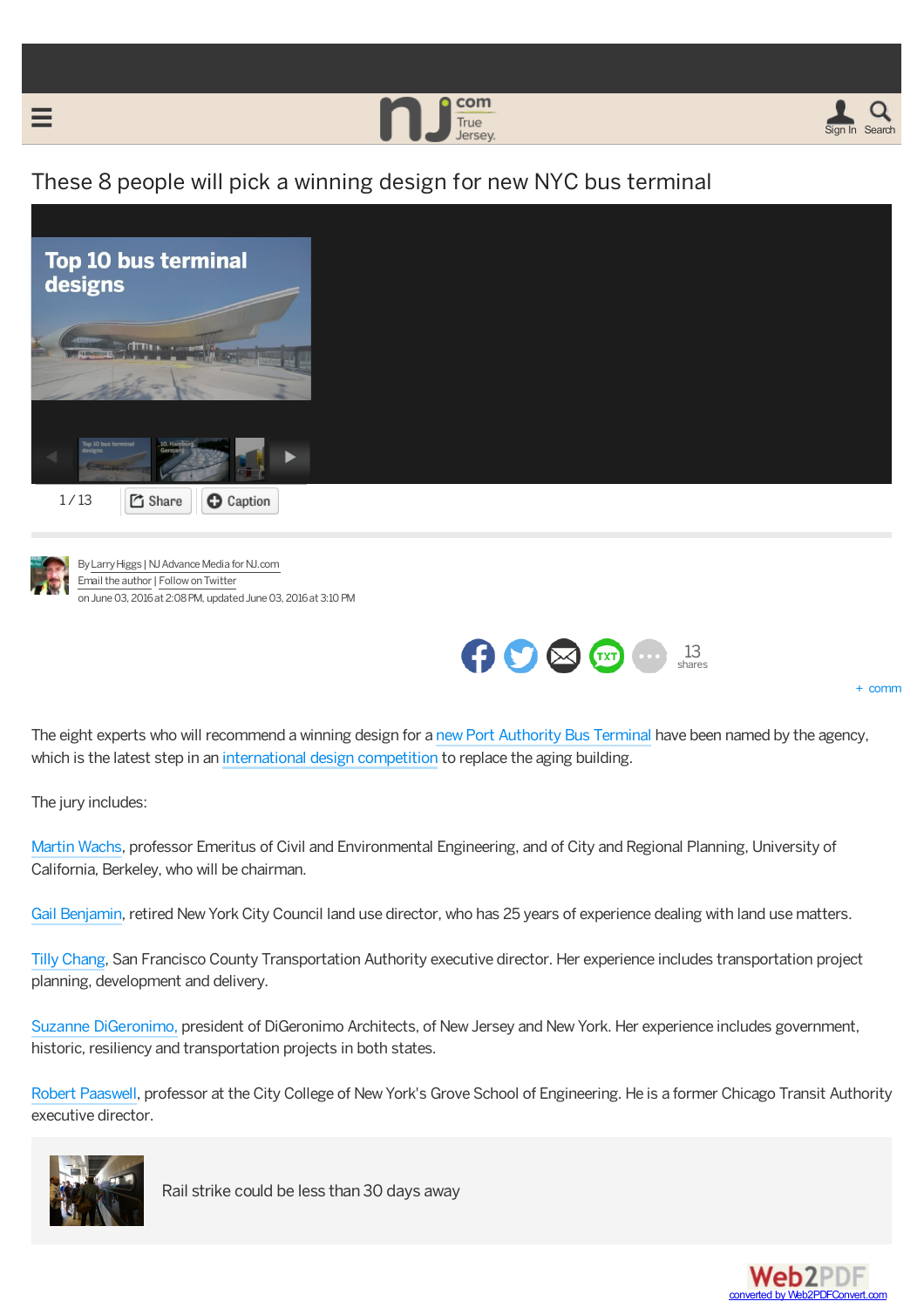# These 8 people will pick a winning design for new NYC bus terminal

Top 10 bus terminal designs

1 / 13 Share Caption

By Larry Higgs | NJ Advance Media for NJ.com
Email the author | Follow on Twitter
on June 03, 2016 at 2:08 PM, updated June 03, 2016 at 3:10 PM

13 shares

+ comm

The eight experts who will recommend a winning design for a new Port Authority Bus Terminal have been named by the agency, which is the latest step in an international design competition to replace the aging building.

The jury includes:

Martin Wachs, professor Emeritus of Civil and Environmental Engineering, and of City and Regional Planning, University of California, Berkeley, who will be chairman.

Gail Benjamin, retired New York City Council land use director, who has 25 years of experience dealing with land use matters.

Tilly Chang, San Francisco County Transportation Authority executive director. Her experience includes transportation project planning, development and delivery.

Suzanne DiGeronimo, president of DiGeronimo Architects, of New Jersey and New York. Her experience includes government, historic, resiliency and transportation projects in both states.

Robert Paaswell, professor at the City College of New York's Grove School of Engineering. He is a former Chicago Transit Authority executive director.

Rail strike could be less than 30 days away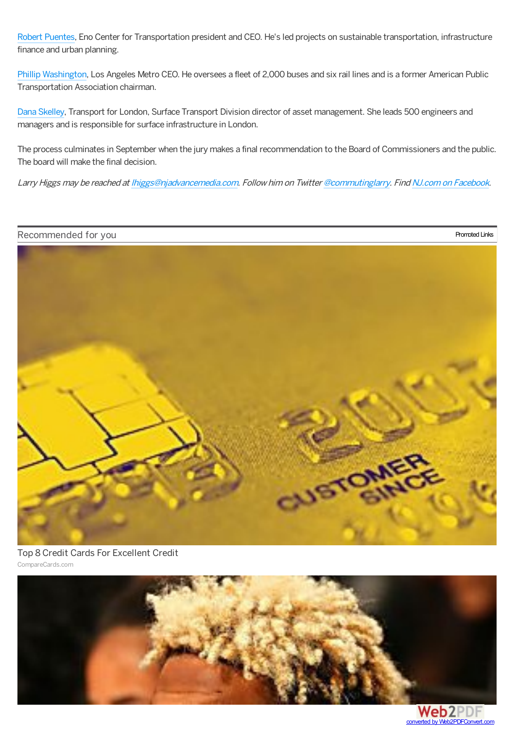Robert Puentes, Eno Center for Transportation president and CEO. He's led projects on sustainable transportation, infrastructure finance and urban planning.

Phillip Washington, Los Angeles Metro CEO. He oversees a fleet of 2,000 buses and six rail lines and is a former American Public Transportation Association chairman.

Dana Skelley, Transport for London, Surface Transport Division director of asset management. She leads 500 engineers and managers and is responsible for surface infrastructure in London.

The process culminates in September when the jury makes a final recommendation to the Board of Commissioners and the public. The board will make the final decision.

*Larry Higgs may be reached at lhiggs@njadvancemedia.com. Follow him on Twitter @commutinglarry. Find NJ.com on Facebook.*

Recommended for you — Promoted Links

Top 8 Credit Cards For Excellent Credit
CompareCards.com